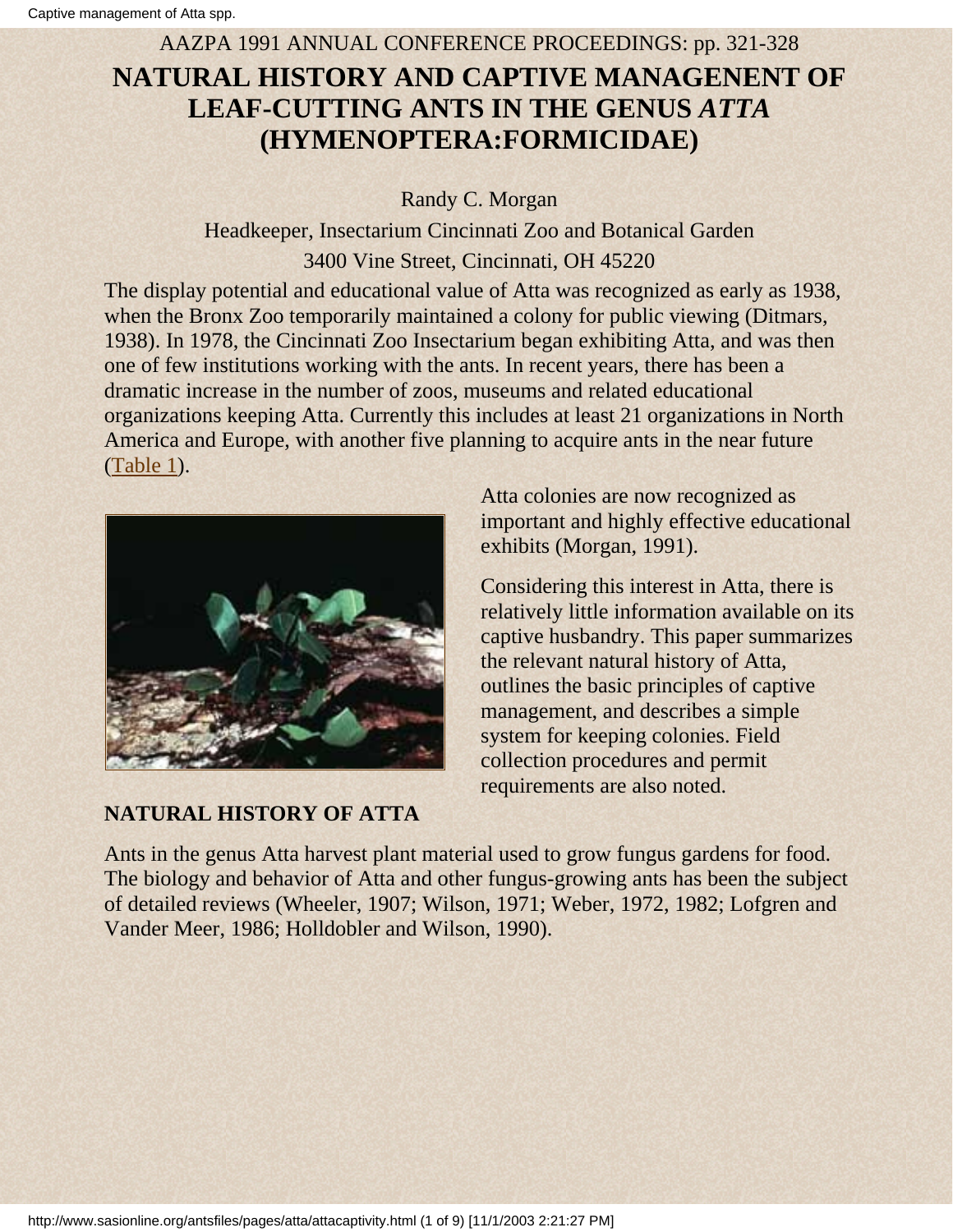AAZPA 1991 ANNUAL CONFERENCE PROCEEDINGS: pp. 321-328

# NATURAL HISTORY AND CAPTIVE MANAGENENT OF LEAF-CUTTING ANTS IN THE GENUS *ATTA* (HYMENOPTERA:FORMICIDAE)

Randy C. Morgan

Headkeeper, Insectarium Cincinnati Zoo and Botanical Garden

3400 Vine Street, Cincinnati, OH 45220

The display potential and educational value of Atta was recognized as early as 1938, when the Bronx Zoo temporarily maintained a colony for public viewing (Ditmars, 1938). In 1978, the Cincinnati Zoo Insectarium began exhibiting Atta, and was then one of few institutions working with the ants. In recent years, there has been a dramatic increase in the number of zoos, museums and related educational organizations keeping Atta. Currently this includes at least 21 organizations in North America and Europe, with another five planning to acquire ants in the near future (Table 1).

Atta colonies are now recognized as important and highly effective educational exhibits (Morgan, 1991).

Considering this interest in Atta, there is relatively little information available on its captive husbandry. This paper summarizes the relevant natural history of Atta, outlines the basic principles of captive management, and describes a simple system for keeping colonies. Field collection procedures and permit requirements are also noted.

## NATURAL HISTORY OF ATTA

Ants in the genus Atta harvest plant material used to grow fungus gardens for food. The biology and behavior of Atta and other fungus-growing ants has been the subject of detailed reviews (Wheeler, 1907; Wilson, 1971; Weber, 1972, 1982; Lofgren and Vander Meer, 1986; Holldobler and Wilson, 1990).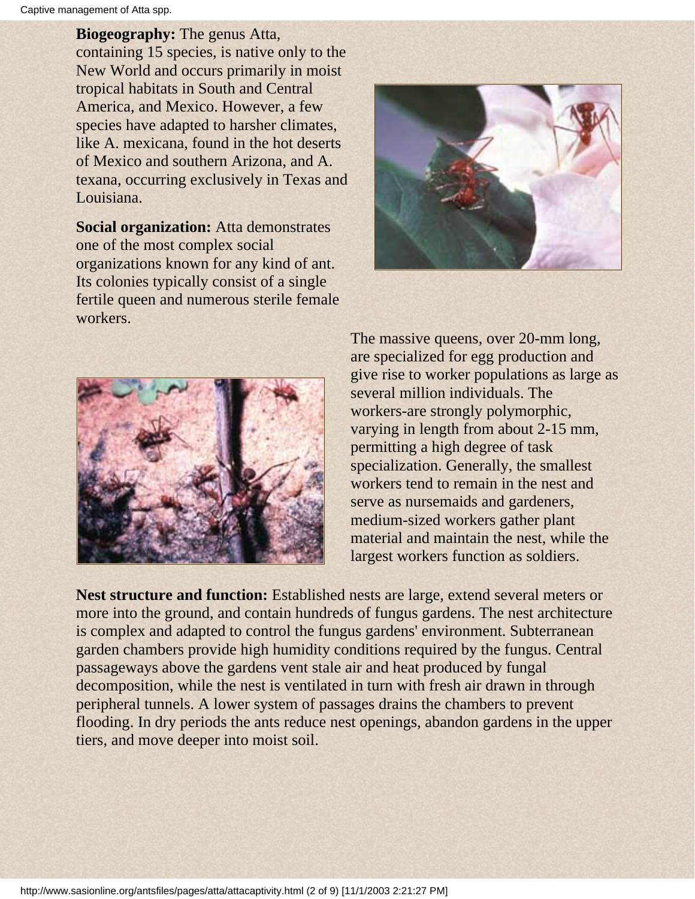**Biogeography:** The genus Atta, containing 15 species, is native only to the New World and occurs primarily in moist tropical habitats in South and Central America, and Mexico. However, a few species have adapted to harsher climates, like A. mexicana, found in the hot deserts of Mexico and southern Arizona, and A. texana, occurring exclusively in Texas and Louisiana.

**Social organization:** Atta demonstrates one of the most complex social organizations known for any kind of ant. Its colonies typically consist of a single fertile queen and numerous sterile female workers.

The massive queens, over 20-mm long, are specialized for egg production and give rise to worker populations as large as several million individuals. The workers-are strongly polymorphic, varying in length from about 2-15 mm, permitting a high degree of task specialization. Generally, the smallest workers tend to remain in the nest and serve as nursemaids and gardeners, medium-sized workers gather plant material and maintain the nest, while the largest workers function as soldiers.

**Nest structure and function:** Established nests are large, extend several meters or more into the ground, and contain hundreds of fungus gardens. The nest architecture is complex and adapted to control the fungus gardens' environment. Subterranean garden chambers provide high humidity conditions required by the fungus. Central passageways above the gardens vent stale air and heat produced by fungal decomposition, while the nest is ventilated in turn with fresh air drawn in through peripheral tunnels. A lower system of passages drains the chambers to prevent flooding. In dry periods the ants reduce nest openings, abandon gardens in the upper tiers, and move deeper into moist soil.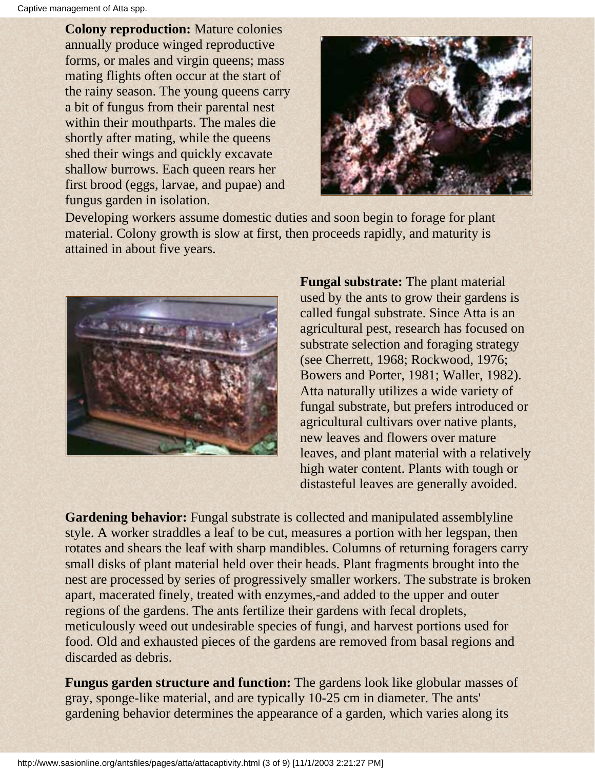**Colony reproduction:** Mature colonies annually produce winged reproductive forms, or males and virgin queens; mass mating flights often occur at the start of the rainy season. The young queens carry a bit of fungus from their parental nest within their mouthparts. The males die shortly after mating, while the queens shed their wings and quickly excavate shallow burrows. Each queen rears her first brood (eggs, larvae, and pupae) and fungus garden in isolation.

Developing workers assume domestic duties and soon begin to forage for plant material. Colony growth is slow at first, then proceeds rapidly, and maturity is attained in about five years.

**Fungal substrate:** The plant material used by the ants to grow their gardens is called fungal substrate. Since Atta is an agricultural pest, research has focused on substrate selection and foraging strategy (see Cherrett, 1968; Rockwood, 1976; Bowers and Porter, 1981; Waller, 1982). Atta naturally utilizes a wide variety of fungal substrate, but prefers introduced or agricultural cultivars over native plants, new leaves and flowers over mature leaves, and plant material with a relatively high water content. Plants with tough or distasteful leaves are generally avoided.

**Gardening behavior:** Fungal substrate is collected and manipulated assemblyline style. A worker straddles a leaf to be cut, measures a portion with her legspan, then rotates and shears the leaf with sharp mandibles. Columns of returning foragers carry small disks of plant material held over their heads. Plant fragments brought into the nest are processed by series of progressively smaller workers. The substrate is broken apart, macerated finely, treated with enzymes,-and added to the upper and outer regions of the gardens. The ants fertilize their gardens with fecal droplets, meticulously weed out undesirable species of fungi, and harvest portions used for food. Old and exhausted pieces of the gardens are removed from basal regions and discarded as debris.

**Fungus garden structure and function:** The gardens look like globular masses of gray, sponge-like material, and are typically 10-25 cm in diameter. The ants' gardening behavior determines the appearance of a garden, which varies along its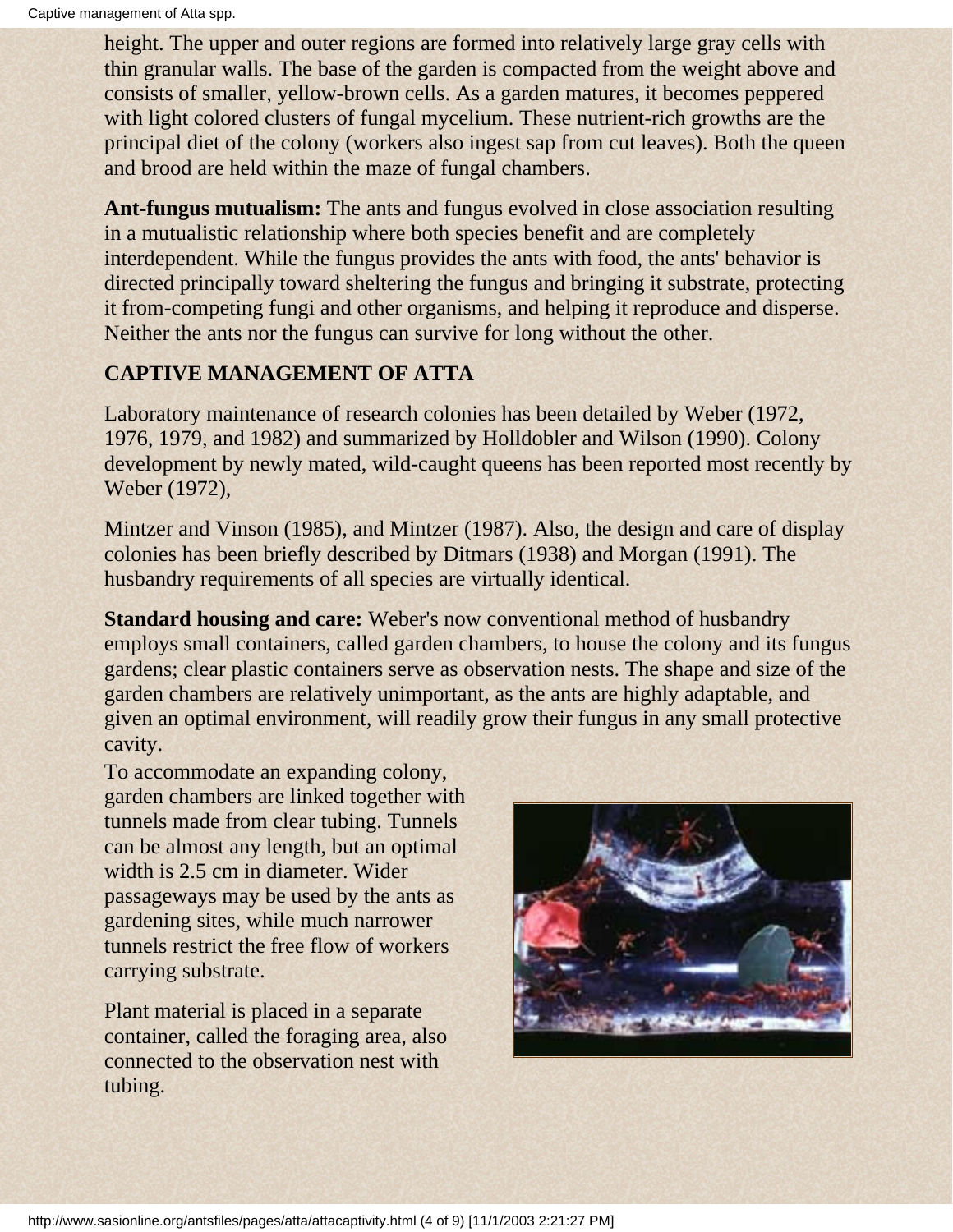height. The upper and outer regions are formed into relatively large gray cells with thin granular walls. The base of the garden is compacted from the weight above and consists of smaller, yellow-brown cells. As a garden matures, it becomes peppered with light colored clusters of fungal mycelium. These nutrient-rich growths are the principal diet of the colony (workers also ingest sap from cut leaves). Both the queen and brood are held within the maze of fungal chambers.

**Ant-fungus mutualism:** The ants and fungus evolved in close association resulting in a mutualistic relationship where both species benefit and are completely interdependent. While the fungus provides the ants with food, the ants' behavior is directed principally toward sheltering the fungus and bringing it substrate, protecting it from-competing fungi and other organisms, and helping it reproduce and disperse. Neither the ants nor the fungus can survive for long without the other.

## CAPTIVE MANAGEMENT OF ATTA

Laboratory maintenance of research colonies has been detailed by Weber (1972, 1976, 1979, and 1982) and summarized by Holldobler and Wilson (1990). Colony development by newly mated, wild-caught queens has been reported most recently by Weber (1972),

Mintzer and Vinson (1985), and Mintzer (1987). Also, the design and care of display colonies has been briefly described by Ditmars (1938) and Morgan (1991). The husbandry requirements of all species are virtually identical.

**Standard housing and care:** Weber's now conventional method of husbandry employs small containers, called garden chambers, to house the colony and its fungus gardens; clear plastic containers serve as observation nests. The shape and size of the garden chambers are relatively unimportant, as the ants are highly adaptable, and given an optimal environment, will readily grow their fungus in any small protective cavity.

To accommodate an expanding colony, garden chambers are linked together with tunnels made from clear tubing. Tunnels can be almost any length, but an optimal width is 2.5 cm in diameter. Wider passageways may be used by the ants as gardening sites, while much narrower tunnels restrict the free flow of workers carrying substrate.

Plant material is placed in a separate container, called the foraging area, also connected to the observation nest with tubing.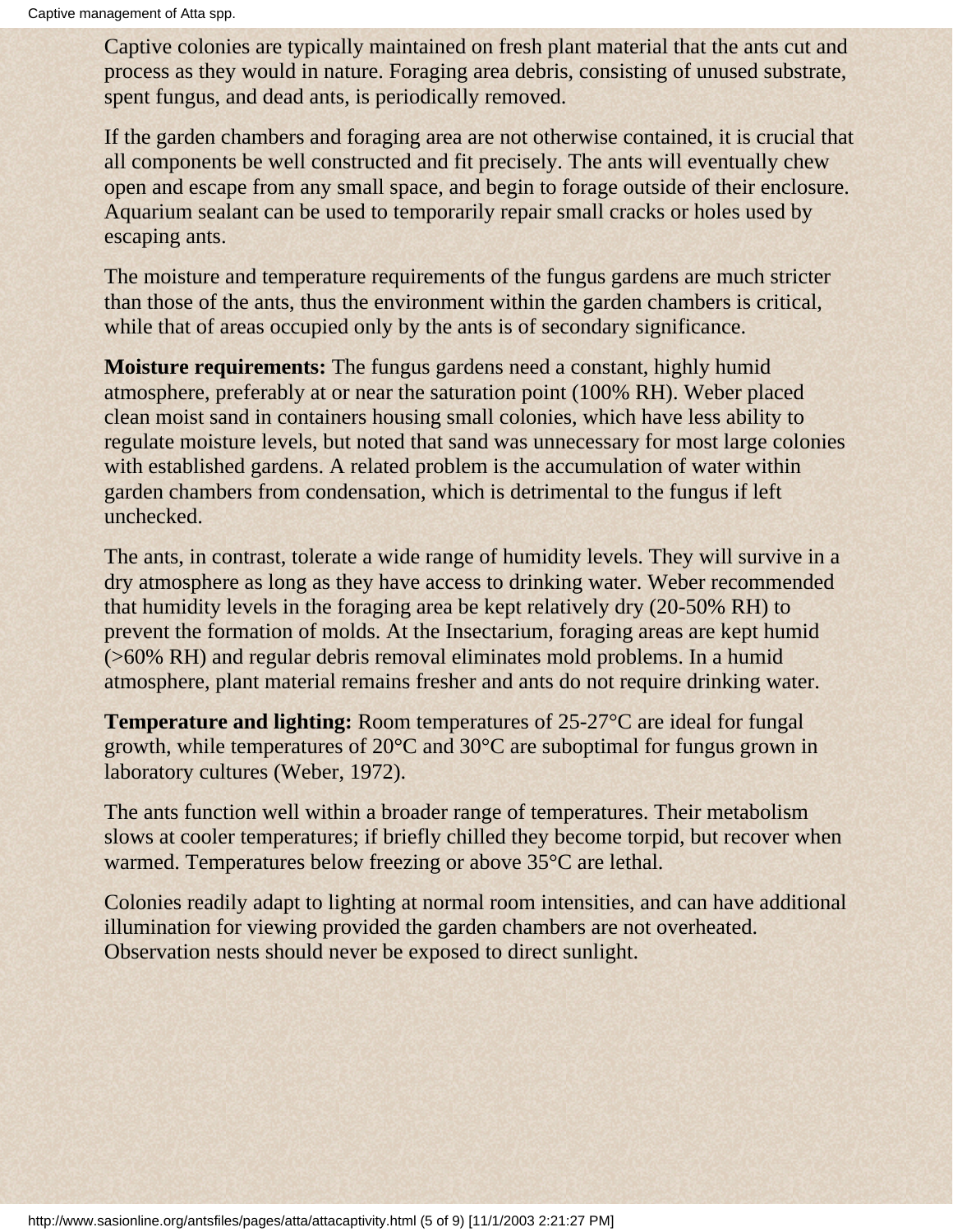Captive colonies are typically maintained on fresh plant material that the ants cut and process as they would in nature. Foraging area debris, consisting of unused substrate, spent fungus, and dead ants, is periodically removed.

If the garden chambers and foraging area are not otherwise contained, it is crucial that all components be well constructed and fit precisely. The ants will eventually chew open and escape from any small space, and begin to forage outside of their enclosure. Aquarium sealant can be used to temporarily repair small cracks or holes used by escaping ants.

The moisture and temperature requirements of the fungus gardens are much stricter than those of the ants, thus the environment within the garden chambers is critical, while that of areas occupied only by the ants is of secondary significance.

**Moisture requirements:** The fungus gardens need a constant, highly humid atmosphere, preferably at or near the saturation point (100% RH). Weber placed clean moist sand in containers housing small colonies, which have less ability to regulate moisture levels, but noted that sand was unnecessary for most large colonies with established gardens. A related problem is the accumulation of water within garden chambers from condensation, which is detrimental to the fungus if left unchecked.

The ants, in contrast, tolerate a wide range of humidity levels. They will survive in a dry atmosphere as long as they have access to drinking water. Weber recommended that humidity levels in the foraging area be kept relatively dry (20-50% RH) to prevent the formation of molds. At the Insectarium, foraging areas are kept humid (>60% RH) and regular debris removal eliminates mold problems. In a humid atmosphere, plant material remains fresher and ants do not require drinking water.

**Temperature and lighting:** Room temperatures of 25-27°C are ideal for fungal growth, while temperatures of 20°C and 30°C are suboptimal for fungus grown in laboratory cultures (Weber, 1972).

The ants function well within a broader range of temperatures. Their metabolism slows at cooler temperatures; if briefly chilled they become torpid, but recover when warmed. Temperatures below freezing or above 35°C are lethal.

Colonies readily adapt to lighting at normal room intensities, and can have additional illumination for viewing provided the garden chambers are not overheated. Observation nests should never be exposed to direct sunlight.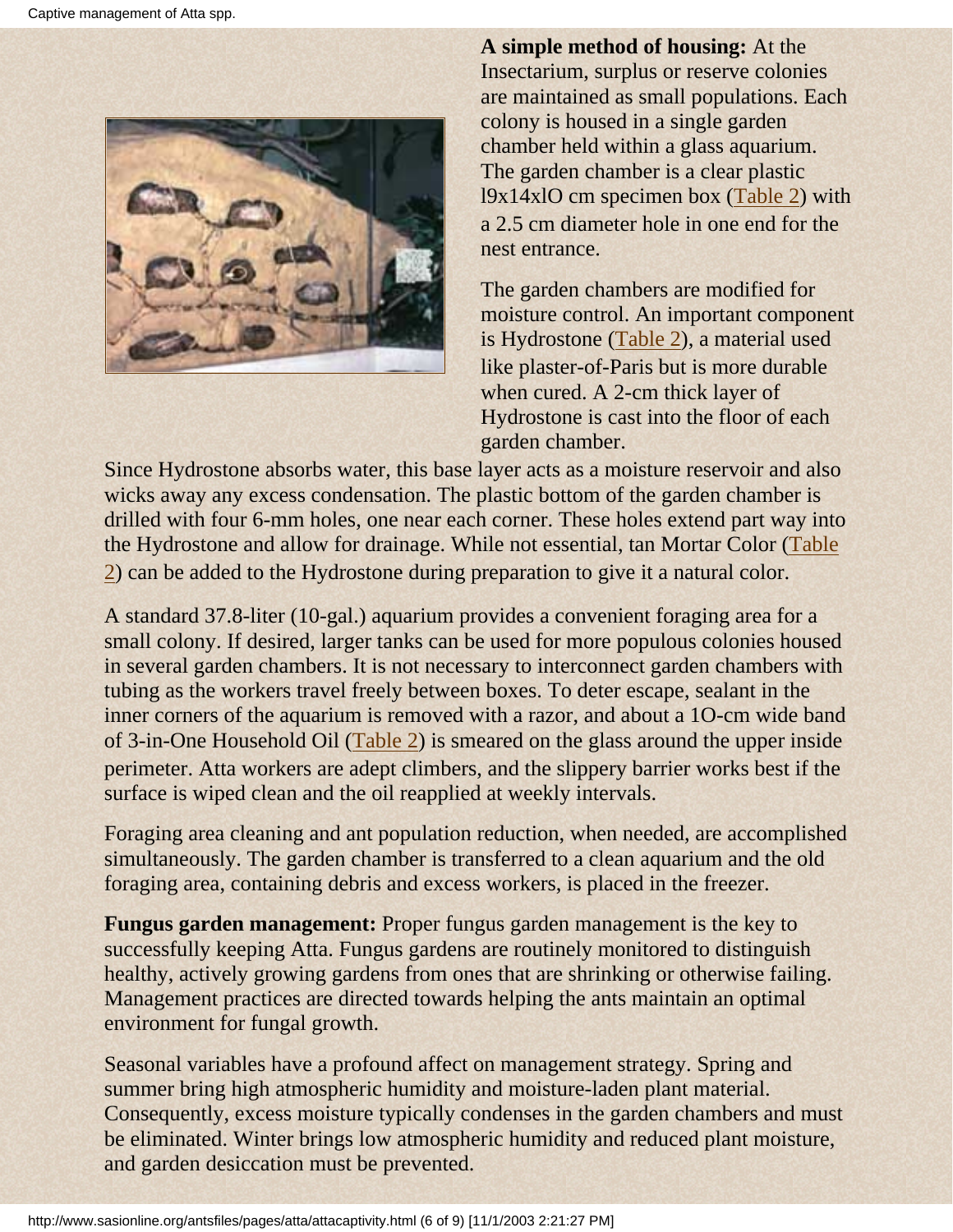**A simple method of housing:** At the Insectarium, surplus or reserve colonies are maintained as small populations. Each colony is housed in a single garden chamber held within a glass aquarium. The garden chamber is a clear plastic l9x14xlO cm specimen box (Table 2) with a 2.5 cm diameter hole in one end for the nest entrance.

The garden chambers are modified for moisture control. An important component is Hydrostone (Table 2), a material used like plaster-of-Paris but is more durable when cured. A 2-cm thick layer of Hydrostone is cast into the floor of each garden chamber.

Since Hydrostone absorbs water, this base layer acts as a moisture reservoir and also wicks away any excess condensation. The plastic bottom of the garden chamber is drilled with four 6-mm holes, one near each corner. These holes extend part way into the Hydrostone and allow for drainage. While not essential, tan Mortar Color (Table 2) can be added to the Hydrostone during preparation to give it a natural color.

A standard 37.8-liter (10-gal.) aquarium provides a convenient foraging area for a small colony. If desired, larger tanks can be used for more populous colonies housed in several garden chambers. It is not necessary to interconnect garden chambers with tubing as the workers travel freely between boxes. To deter escape, sealant in the inner corners of the aquarium is removed with a razor, and about a 1O-cm wide band of 3-in-One Household Oil (Table 2) is smeared on the glass around the upper inside perimeter. Atta workers are adept climbers, and the slippery barrier works best if the surface is wiped clean and the oil reapplied at weekly intervals.

Foraging area cleaning and ant population reduction, when needed, are accomplished simultaneously. The garden chamber is transferred to a clean aquarium and the old foraging area, containing debris and excess workers, is placed in the freezer.

**Fungus garden management:** Proper fungus garden management is the key to successfully keeping Atta. Fungus gardens are routinely monitored to distinguish healthy, actively growing gardens from ones that are shrinking or otherwise failing. Management practices are directed towards helping the ants maintain an optimal environment for fungal growth.

Seasonal variables have a profound affect on management strategy. Spring and summer bring high atmospheric humidity and moisture-laden plant material. Consequently, excess moisture typically condenses in the garden chambers and must be eliminated. Winter brings low atmospheric humidity and reduced plant moisture, and garden desiccation must be prevented.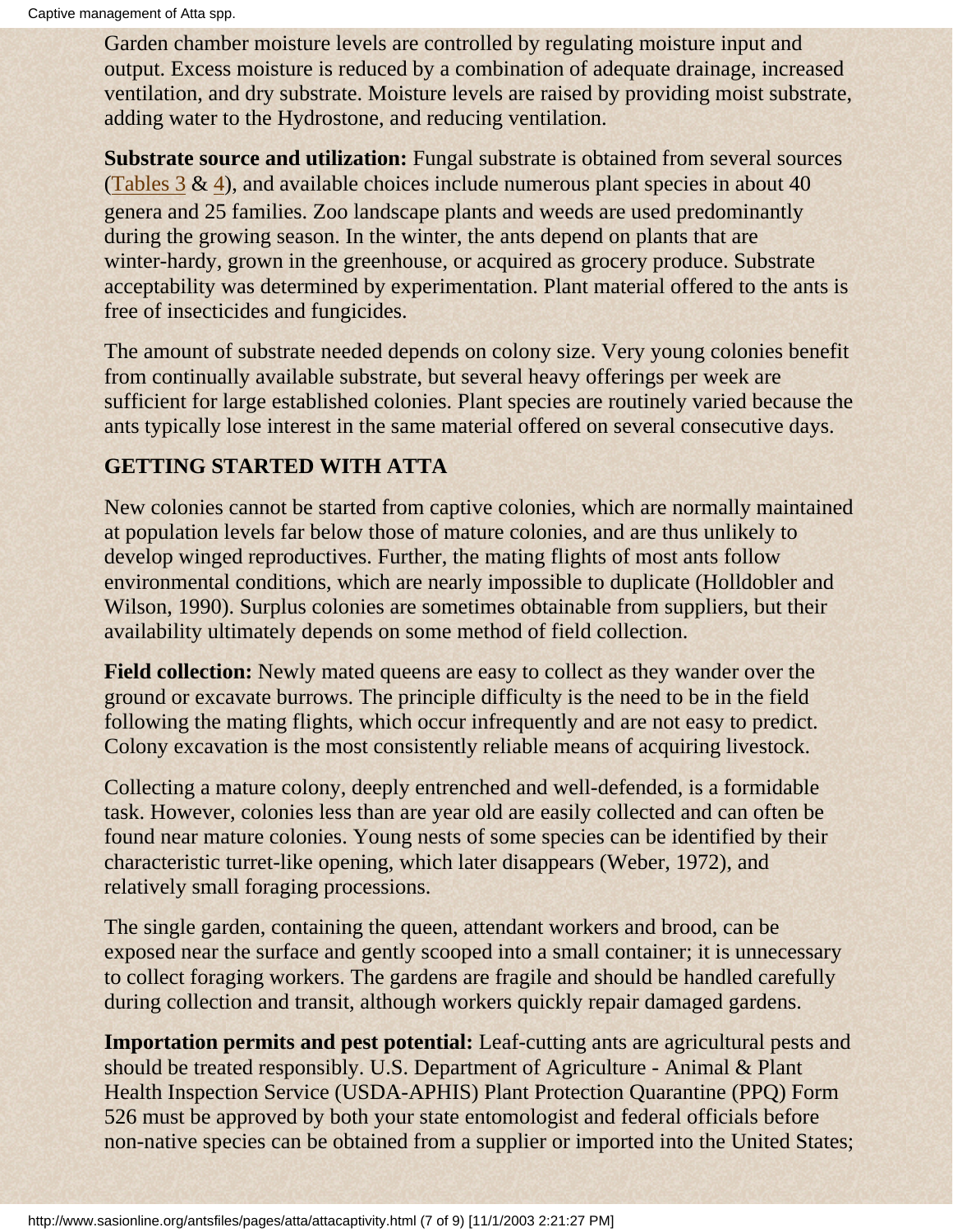Garden chamber moisture levels are controlled by regulating moisture input and output. Excess moisture is reduced by a combination of adequate drainage, increased ventilation, and dry substrate. Moisture levels are raised by providing moist substrate, adding water to the Hydrostone, and reducing ventilation.

**Substrate source and utilization:** Fungal substrate is obtained from several sources (Tables 3 & 4), and available choices include numerous plant species in about 40 genera and 25 families. Zoo landscape plants and weeds are used predominantly during the growing season. In the winter, the ants depend on plants that are winter-hardy, grown in the greenhouse, or acquired as grocery produce. Substrate acceptability was determined by experimentation. Plant material offered to the ants is free of insecticides and fungicides.

The amount of substrate needed depends on colony size. Very young colonies benefit from continually available substrate, but several heavy offerings per week are sufficient for large established colonies. Plant species are routinely varied because the ants typically lose interest in the same material offered on several consecutive days.

## GETTING STARTED WITH ATTA

New colonies cannot be started from captive colonies, which are normally maintained at population levels far below those of mature colonies, and are thus unlikely to develop winged reproductives. Further, the mating flights of most ants follow environmental conditions, which are nearly impossible to duplicate (Holldobler and Wilson, 1990). Surplus colonies are sometimes obtainable from suppliers, but their availability ultimately depends on some method of field collection.

**Field collection:** Newly mated queens are easy to collect as they wander over the ground or excavate burrows. The principle difficulty is the need to be in the field following the mating flights, which occur infrequently and are not easy to predict. Colony excavation is the most consistently reliable means of acquiring livestock.

Collecting a mature colony, deeply entrenched and well-defended, is a formidable task. However, colonies less than are year old are easily collected and can often be found near mature colonies. Young nests of some species can be identified by their characteristic turret-like opening, which later disappears (Weber, 1972), and relatively small foraging processions.

The single garden, containing the queen, attendant workers and brood, can be exposed near the surface and gently scooped into a small container; it is unnecessary to collect foraging workers. The gardens are fragile and should be handled carefully during collection and transit, although workers quickly repair damaged gardens.

**Importation permits and pest potential:** Leaf-cutting ants are agricultural pests and should be treated responsibly. U.S. Department of Agriculture - Animal & Plant Health Inspection Service (USDA-APHIS) Plant Protection Quarantine (PPQ) Form 526 must be approved by both your state entomologist and federal officials before non-native species can be obtained from a supplier or imported into the United States;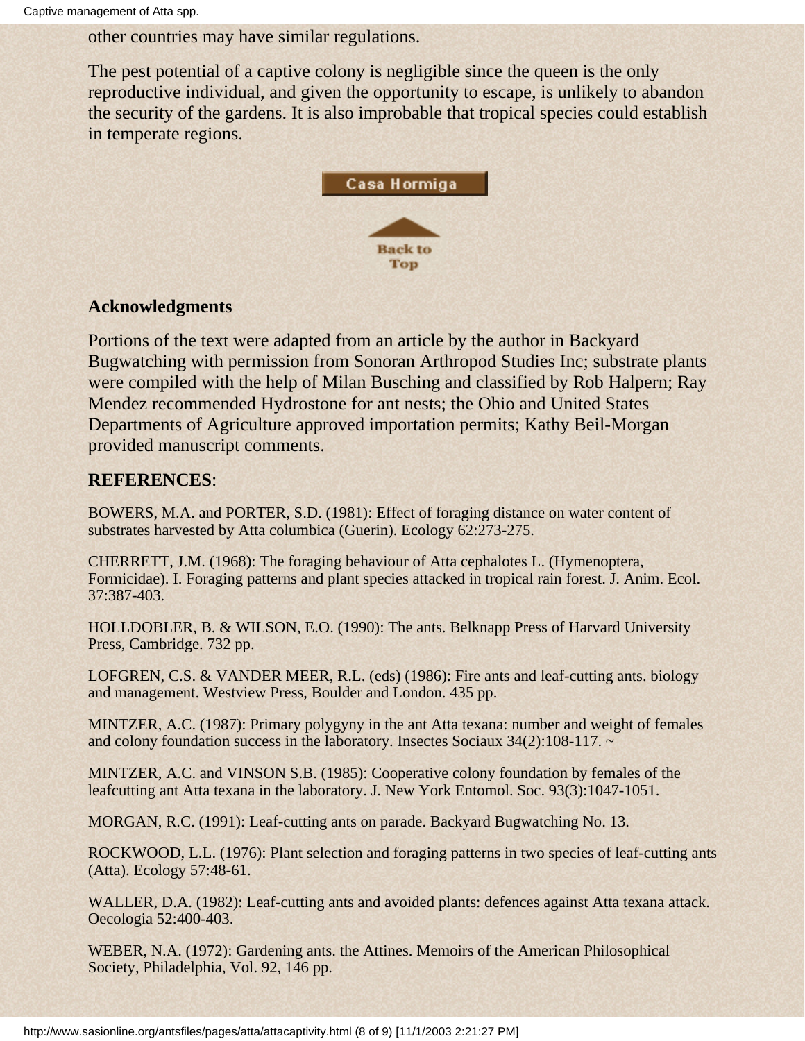other countries may have similar regulations.

The pest potential of a captive colony is negligible since the queen is the only reproductive individual, and given the opportunity to escape, is unlikely to abandon the security of the gardens. It is also improbable that tropical species could establish in temperate regions.

Casa Hormiga

Back to Top

### Acknowledgments

Portions of the text were adapted from an article by the author in Backyard Bugwatching with permission from Sonoran Arthropod Studies Inc; substrate plants were compiled with the help of Milan Busching and classified by Rob Halpern; Ray Mendez recommended Hydrostone for ant nests; the Ohio and United States Departments of Agriculture approved importation permits; Kathy Beil-Morgan provided manuscript comments.

### REFERENCES:

BOWERS, M.A. and PORTER, S.D. (1981): Effect of foraging distance on water content of substrates harvested by Atta columbica (Guerin). Ecology 62:273-275.

CHERRETT, J.M. (1968): The foraging behaviour of Atta cephalotes L. (Hymenoptera, Formicidae). I. Foraging patterns and plant species attacked in tropical rain forest. J. Anim. Ecol. 37:387-403.

HOLLDOBLER, B. & WILSON, E.O. (1990): The ants. Belknapp Press of Harvard University Press, Cambridge. 732 pp.

LOFGREN, C.S. & VANDER MEER, R.L. (eds) (1986): Fire ants and leaf-cutting ants. biology and management. Westview Press, Boulder and London. 435 pp.

MINTZER, A.C. (1987): Primary polygyny in the ant Atta texana: number and weight of females and colony foundation success in the laboratory. Insectes Sociaux 34(2):108-117. ~

MINTZER, A.C. and VINSON S.B. (1985): Cooperative colony foundation by females of the leafcutting ant Atta texana in the laboratory. J. New York Entomol. Soc. 93(3):1047-1051.

MORGAN, R.C. (1991): Leaf-cutting ants on parade. Backyard Bugwatching No. 13.

ROCKWOOD, L.L. (1976): Plant selection and foraging patterns in two species of leaf-cutting ants (Atta). Ecology 57:48-61.

WALLER, D.A. (1982): Leaf-cutting ants and avoided plants: defences against Atta texana attack. Oecologia 52:400-403.

WEBER, N.A. (1972): Gardening ants. the Attines. Memoirs of the American Philosophical Society, Philadelphia, Vol. 92, 146 pp.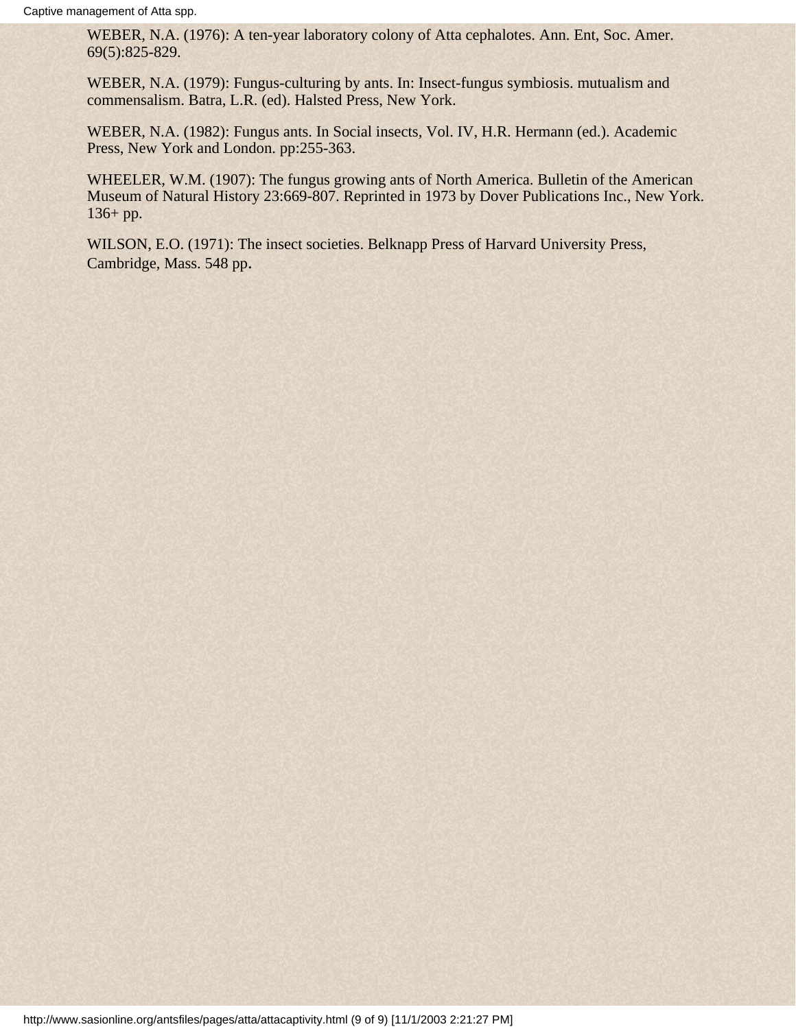WEBER, N.A. (1976): A ten-year laboratory colony of Atta cephalotes. Ann. Ent, Soc. Amer. 69(5):825-829.

WEBER, N.A. (1979): Fungus-culturing by ants. In: Insect-fungus symbiosis. mutualism and commensalism. Batra, L.R. (ed). Halsted Press, New York.

WEBER, N.A. (1982): Fungus ants. In Social insects, Vol. IV, H.R. Hermann (ed.). Academic Press, New York and London. pp:255-363.

WHEELER, W.M. (1907): The fungus growing ants of North America. Bulletin of the American Museum of Natural History 23:669-807. Reprinted in 1973 by Dover Publications Inc., New York. 136+ pp.

WILSON, E.O. (1971): The insect societies. Belknapp Press of Harvard University Press, Cambridge, Mass. 548 pp.